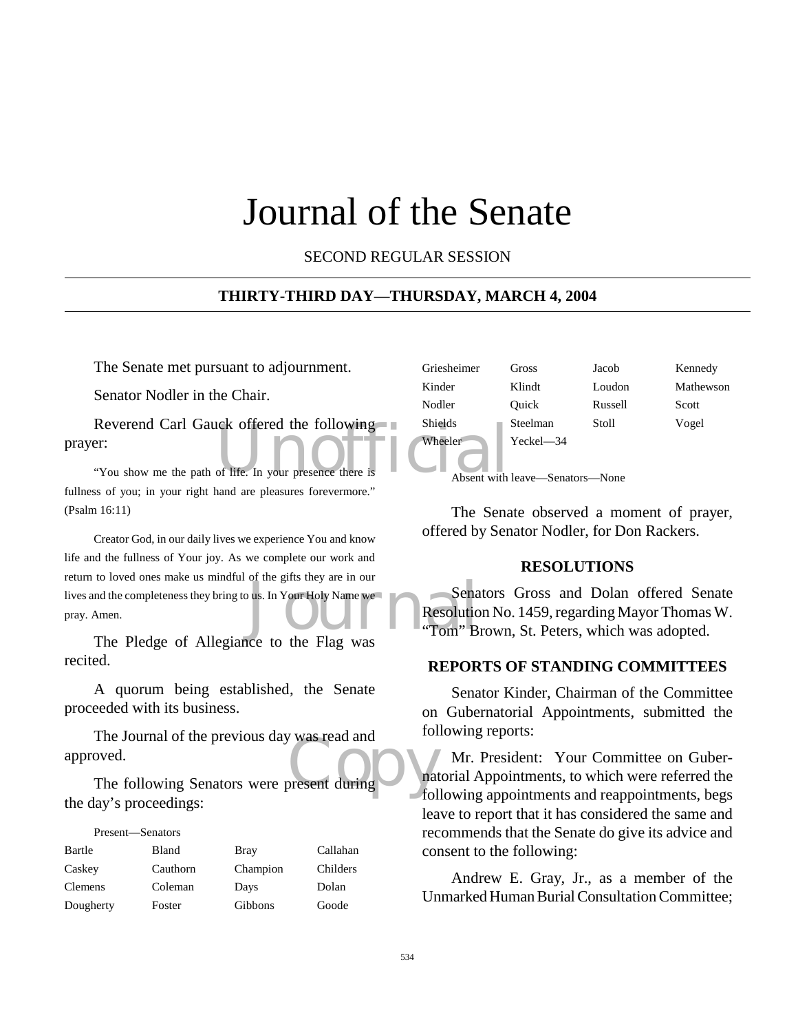# Journal of the Senate

SECOND REGULAR SESSION

## THIRTY-THIRD DAY—THURSDAY, MARCH 4, 2004

The Senate met pursuant to adjournment.

Senator Nodler in the Chair.

Reverend Carl Gauck offered the following prayer:

"You show me the path of life. In your presence there is fullness of you; in your right hand are pleasures forevermore." (Psalm 16:11)

Creator God, in our daily lives we experience You and know life and the fullness of Your joy. As we complete our work and return to loved ones make us mindful of the gifts they are in our lives and the completeness they bring to us. In Your Holy Name we pray. Amen.

The Pledge of Allegiance to the Flag was recited.

A quorum being established, the Senate proceeded with its business.

The Journal of the previous day was read and approved.

The following Senators were present during the day's proceedings:

Present—Senators

| | | | |
|---|---|---|---|
| Bartle | Bland | Bray | Callahan |
| Caskey | Cauthorn | Champion | Childers |
| Clemens | Coleman | Days | Dolan |
| Dougherty | Foster | Gibbons | Goode |
| Griesheimer | Gross | Jacob | Kennedy |
| Kinder | Klindt | Loudon | Mathewson |
| Nodler | Quick | Russell | Scott |
| Shields | Steelman | Stoll | Vogel |
| Wheeler | Yeckel—34 | | |

Absent with leave—Senators—None

The Senate observed a moment of prayer, offered by Senator Nodler, for Don Rackers.

### RESOLUTIONS

Senators Gross and Dolan offered Senate Resolution No. 1459, regarding Mayor Thomas W. "Tom" Brown, St. Peters, which was adopted.

### REPORTS OF STANDING COMMITTEES

Senator Kinder, Chairman of the Committee on Gubernatorial Appointments, submitted the following reports:

Mr. President: Your Committee on Gubernatorial Appointments, to which were referred the following appointments and reappointments, begs leave to report that it has considered the same and recommends that the Senate do give its advice and consent to the following:

Andrew E. Gray, Jr., as a member of the Unmarked Human Burial Consultation Committee;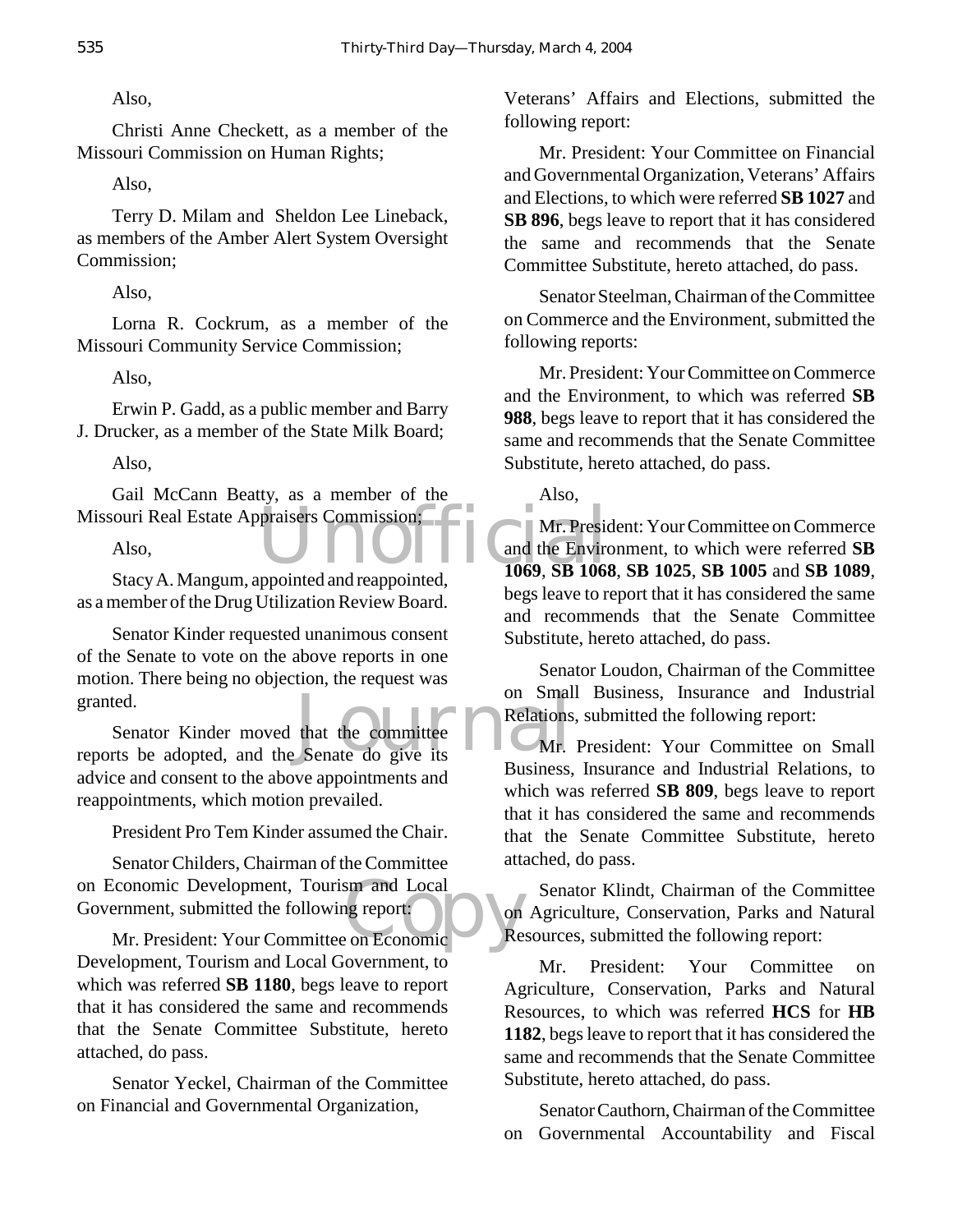Also,

Christi Anne Checkett, as a member of the Missouri Commission on Human Rights;

Also,

Terry D. Milam and Sheldon Lee Lineback, as members of the Amber Alert System Oversight Commission;

Also,

Lorna R. Cockrum, as a member of the Missouri Community Service Commission;

Also,

Erwin P. Gadd, as a public member and Barry J. Drucker, as a member of the State Milk Board;

Also,

Gail McCann Beatty, as a member of the Missouri Real Estate Appraisers Commission;

Also,

Stacy A. Mangum, appointed and reappointed, as a member of the Drug Utilization Review Board.

Senator Kinder requested unanimous consent of the Senate to vote on the above reports in one motion. There being no objection, the request was granted.

Senator Kinder moved that the committee reports be adopted, and the Senate do give its advice and consent to the above appointments and reappointments, which motion prevailed.

President Pro Tem Kinder assumed the Chair.

Senator Childers, Chairman of the Committee on Economic Development, Tourism and Local Government, submitted the following report:

Mr. President: Your Committee on Economic Development, Tourism and Local Government, to which was referred **SB 1180**, begs leave to report that it has considered the same and recommends that the Senate Committee Substitute, hereto attached, do pass.

Senator Yeckel, Chairman of the Committee on Financial and Governmental Organization, Veterans' Affairs and Elections, submitted the following report:

Mr. President: Your Committee on Financial and Governmental Organization, Veterans' Affairs and Elections, to which were referred **SB 1027** and **SB 896**, begs leave to report that it has considered the same and recommends that the Senate Committee Substitute, hereto attached, do pass.

Senator Steelman, Chairman of the Committee on Commerce and the Environment, submitted the following reports:

Mr. President: Your Committee on Commerce and the Environment, to which was referred **SB 988**, begs leave to report that it has considered the same and recommends that the Senate Committee Substitute, hereto attached, do pass.

Also,

Mr. President: Your Committee on Commerce and the Environment, to which were referred **SB 1069**, **SB 1068**, **SB 1025**, **SB 1005** and **SB 1089**, begs leave to report that it has considered the same and recommends that the Senate Committee Substitute, hereto attached, do pass.

Senator Loudon, Chairman of the Committee on Small Business, Insurance and Industrial Relations, submitted the following report:

Mr. President: Your Committee on Small Business, Insurance and Industrial Relations, to which was referred **SB 809**, begs leave to report that it has considered the same and recommends that the Senate Committee Substitute, hereto attached, do pass.

Senator Klindt, Chairman of the Committee on Agriculture, Conservation, Parks and Natural Resources, submitted the following report:

Mr. President: Your Committee on Agriculture, Conservation, Parks and Natural Resources, to which was referred **HCS** for **HB 1182**, begs leave to report that it has considered the same and recommends that the Senate Committee Substitute, hereto attached, do pass.

Senator Cauthorn, Chairman of the Committee on Governmental Accountability and Fiscal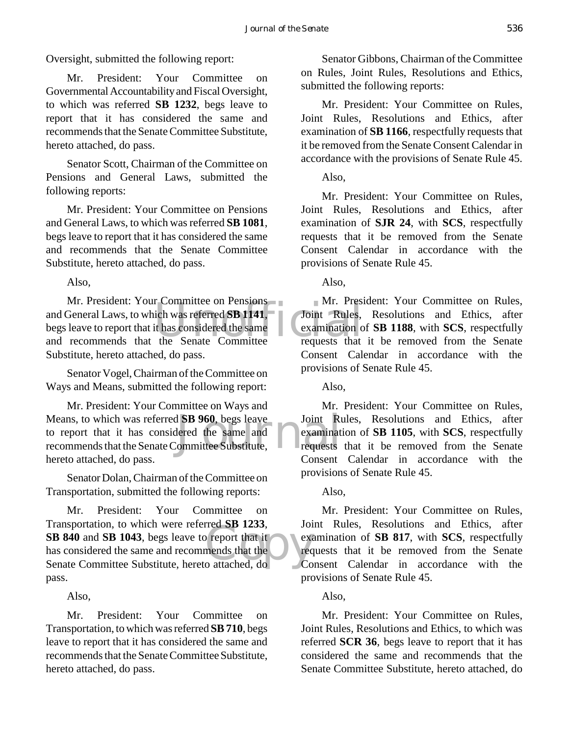Oversight, submitted the following report:

Mr. President: Your Committee on Governmental Accountability and Fiscal Oversight, to which was referred **SB 1232**, begs leave to report that it has considered the same and recommends that the Senate Committee Substitute, hereto attached, do pass.

Senator Scott, Chairman of the Committee on Pensions and General Laws, submitted the following reports:

Mr. President: Your Committee on Pensions and General Laws, to which was referred **SB 1081**, begs leave to report that it has considered the same and recommends that the Senate Committee Substitute, hereto attached, do pass.

Also,

Mr. President: Your Committee on Pensions and General Laws, to which was referred **SB 1141**, begs leave to report that it has considered the same and recommends that the Senate Committee Substitute, hereto attached, do pass.

Senator Vogel, Chairman of the Committee on Ways and Means, submitted the following report:

Mr. President: Your Committee on Ways and Means, to which was referred **SB 960**, begs leave to report that it has considered the same and recommends that the Senate Committee Substitute, hereto attached, do pass.

Senator Dolan, Chairman of the Committee on Transportation, submitted the following reports:

Mr. President: Your Committee on Transportation, to which were referred **SB 1233**, **SB 840** and **SB 1043**, begs leave to report that it has considered the same and recommends that the Senate Committee Substitute, hereto attached, do pass.

Also,

Mr. President: Your Committee on Transportation, to which was referred **SB 710**, begs leave to report that it has considered the same and recommends that the Senate Committee Substitute, hereto attached, do pass.

Senator Gibbons, Chairman of the Committee on Rules, Joint Rules, Resolutions and Ethics, submitted the following reports:

Mr. President: Your Committee on Rules, Joint Rules, Resolutions and Ethics, after examination of **SB 1166**, respectfully requests that it be removed from the Senate Consent Calendar in accordance with the provisions of Senate Rule 45.

Also,

Mr. President: Your Committee on Rules, Joint Rules, Resolutions and Ethics, after examination of **SJR 24**, with **SCS**, respectfully requests that it be removed from the Senate Consent Calendar in accordance with the provisions of Senate Rule 45.

Also,

Mr. President: Your Committee on Rules, Joint Rules, Resolutions and Ethics, after examination of **SB 1188**, with **SCS**, respectfully requests that it be removed from the Senate Consent Calendar in accordance with the provisions of Senate Rule 45.

Also,

Mr. President: Your Committee on Rules, Joint Rules, Resolutions and Ethics, after examination of **SB 1105**, with **SCS**, respectfully requests that it be removed from the Senate Consent Calendar in accordance with the provisions of Senate Rule 45.

Also,

Mr. President: Your Committee on Rules, Joint Rules, Resolutions and Ethics, after examination of **SB 817**, with **SCS**, respectfully requests that it be removed from the Senate Consent Calendar in accordance with the provisions of Senate Rule 45.

Also,

Mr. President: Your Committee on Rules, Joint Rules, Resolutions and Ethics, to which was referred **SCR 36**, begs leave to report that it has considered the same and recommends that the Senate Committee Substitute, hereto attached, do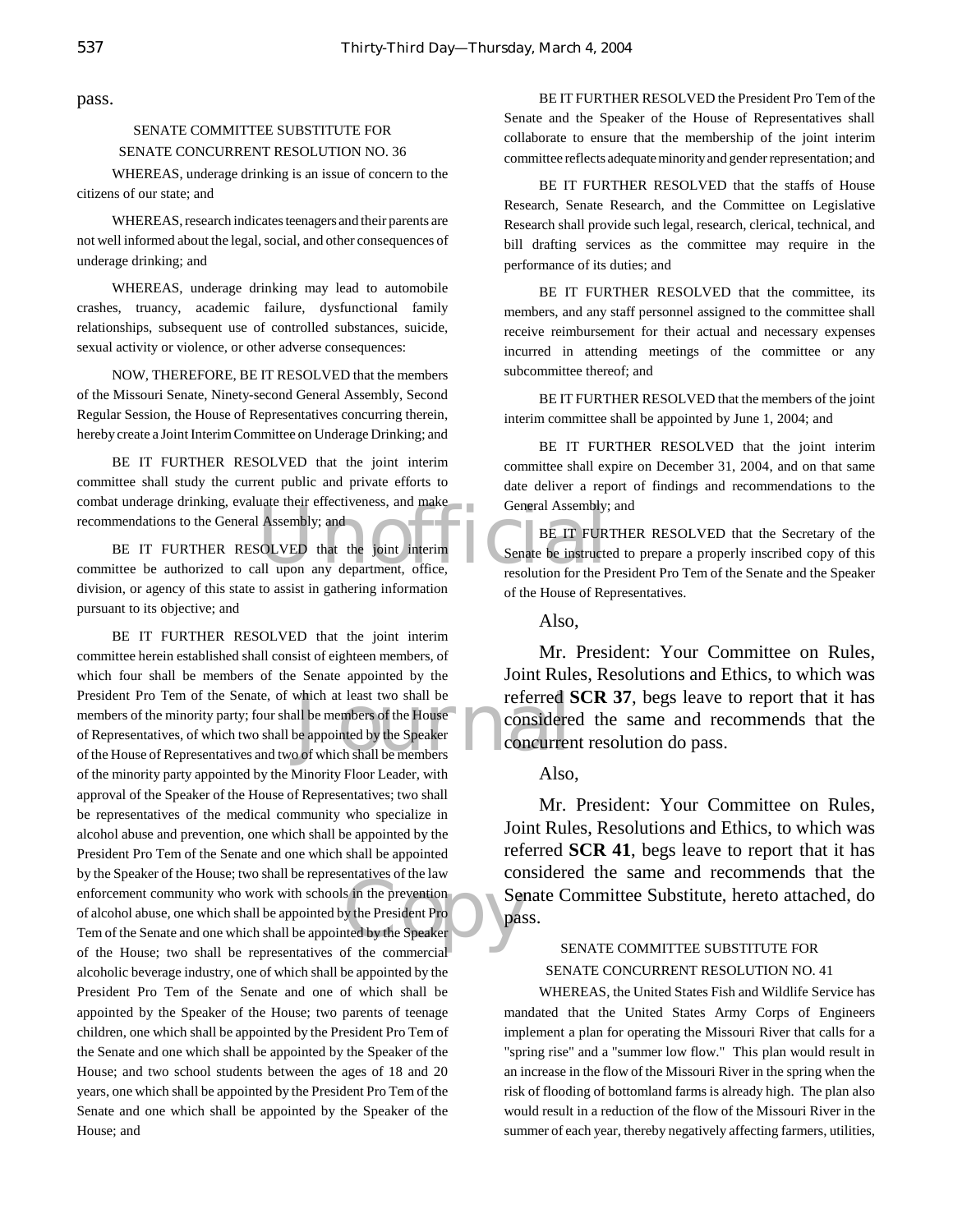pass.

SENATE COMMITTEE SUBSTITUTE FOR
SENATE CONCURRENT RESOLUTION NO. 36

WHEREAS, underage drinking is an issue of concern to the citizens of our state; and

WHEREAS, research indicates teenagers and their parents are not well informed about the legal, social, and other consequences of underage drinking; and

WHEREAS, underage drinking may lead to automobile crashes, truancy, academic failure, dysfunctional family relationships, subsequent use of controlled substances, suicide, sexual activity or violence, or other adverse consequences:

NOW, THEREFORE, BE IT RESOLVED that the members of the Missouri Senate, Ninety-second General Assembly, Second Regular Session, the House of Representatives concurring therein, hereby create a Joint Interim Committee on Underage Drinking; and

BE IT FURTHER RESOLVED that the joint interim committee shall study the current public and private efforts to combat underage drinking, evaluate their effectiveness, and make recommendations to the General Assembly; and

BE IT FURTHER RESOLVED that the joint interim committee be authorized to call upon any department, office, division, or agency of this state to assist in gathering information pursuant to its objective; and

BE IT FURTHER RESOLVED that the joint interim committee herein established shall consist of eighteen members, of which four shall be members of the Senate appointed by the President Pro Tem of the Senate, of which at least two shall be members of the minority party; four shall be members of the House of Representatives, of which two shall be appointed by the Speaker of the House of Representatives and two of which shall be members of the minority party appointed by the Minority Floor Leader, with approval of the Speaker of the House of Representatives; two shall be representatives of the medical community who specialize in alcohol abuse and prevention, one which shall be appointed by the President Pro Tem of the Senate and one which shall be appointed by the Speaker of the House; two shall be representatives of the law enforcement community who work with schools in the prevention of alcohol abuse, one which shall be appointed by the President Pro Tem of the Senate and one which shall be appointed by the Speaker of the House; two shall be representatives of the commercial alcoholic beverage industry, one of which shall be appointed by the President Pro Tem of the Senate and one of which shall be appointed by the Speaker of the House; two parents of teenage children, one which shall be appointed by the President Pro Tem of the Senate and one which shall be appointed by the Speaker of the House; and two school students between the ages of 18 and 20 years, one which shall be appointed by the President Pro Tem of the Senate and one which shall be appointed by the Speaker of the House; and

BE IT FURTHER RESOLVED the President Pro Tem of the Senate and the Speaker of the House of Representatives shall collaborate to ensure that the membership of the joint interim committee reflects adequate minority and gender representation; and

BE IT FURTHER RESOLVED that the staffs of House Research, Senate Research, and the Committee on Legislative Research shall provide such legal, research, clerical, technical, and bill drafting services as the committee may require in the performance of its duties; and

BE IT FURTHER RESOLVED that the committee, its members, and any staff personnel assigned to the committee shall receive reimbursement for their actual and necessary expenses incurred in attending meetings of the committee or any subcommittee thereof; and

BE IT FURTHER RESOLVED that the members of the joint interim committee shall be appointed by June 1, 2004; and

BE IT FURTHER RESOLVED that the joint interim committee shall expire on December 31, 2004, and on that same date deliver a report of findings and recommendations to the General Assembly; and

BE IT FURTHER RESOLVED that the Secretary of the Senate be instructed to prepare a properly inscribed copy of this resolution for the President Pro Tem of the Senate and the Speaker of the House of Representatives.

Also,

Mr. President: Your Committee on Rules, Joint Rules, Resolutions and Ethics, to which was referred **SCR 37**, begs leave to report that it has considered the same and recommends that the concurrent resolution do pass.

Also,

Mr. President: Your Committee on Rules, Joint Rules, Resolutions and Ethics, to which was referred **SCR 41**, begs leave to report that it has considered the same and recommends that the Senate Committee Substitute, hereto attached, do pass.

SENATE COMMITTEE SUBSTITUTE FOR
SENATE CONCURRENT RESOLUTION NO. 41

WHEREAS, the United States Fish and Wildlife Service has mandated that the United States Army Corps of Engineers implement a plan for operating the Missouri River that calls for a "spring rise" and a "summer low flow." This plan would result in an increase in the flow of the Missouri River in the spring when the risk of flooding of bottomland farms is already high. The plan also would result in a reduction of the flow of the Missouri River in the summer of each year, thereby negatively affecting farmers, utilities,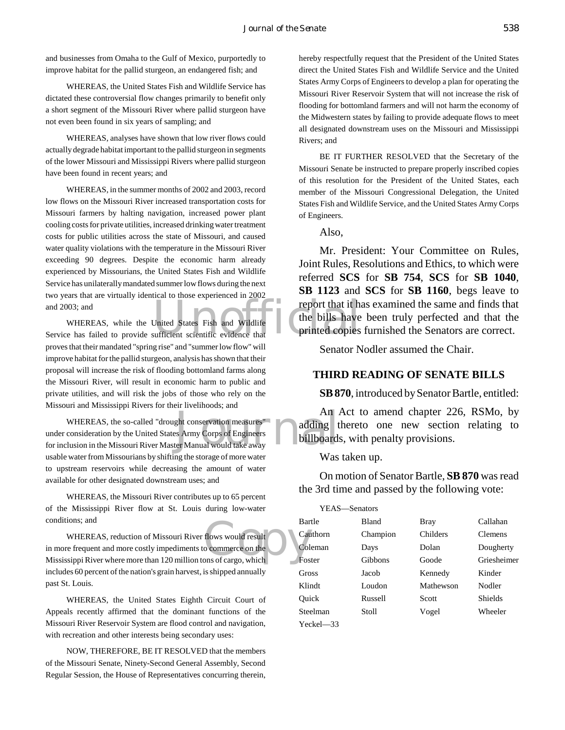and businesses from Omaha to the Gulf of Mexico, purportedly to improve habitat for the pallid sturgeon, an endangered fish; and

WHEREAS, the United States Fish and Wildlife Service has dictated these controversial flow changes primarily to benefit only a short segment of the Missouri River where pallid sturgeon have not even been found in six years of sampling; and

WHEREAS, analyses have shown that low river flows could actually degrade habitat important to the pallid sturgeon in segments of the lower Missouri and Mississippi Rivers where pallid sturgeon have been found in recent years; and

WHEREAS, in the summer months of 2002 and 2003, record low flows on the Missouri River increased transportation costs for Missouri farmers by halting navigation, increased power plant cooling costs for private utilities, increased drinking water treatment costs for public utilities across the state of Missouri, and caused water quality violations with the temperature in the Missouri River exceeding 90 degrees. Despite the economic harm already experienced by Missourians, the United States Fish and Wildlife Service has unilaterally mandated summer low flows during the next two years that are virtually identical to those experienced in 2002 and 2003; and

WHEREAS, while the United States Fish and Wildlife Service has failed to provide sufficient scientific evidence that proves that their mandated "spring rise" and "summer low flow" will improve habitat for the pallid sturgeon, analysis has shown that their proposal will increase the risk of flooding bottomland farms along the Missouri River, will result in economic harm to public and private utilities, and will risk the jobs of those who rely on the Missouri and Mississippi Rivers for their livelihoods; and

WHEREAS, the so-called "drought conservation measures" under consideration by the United States Army Corps of Engineers for inclusion in the Missouri River Master Manual would take away usable water from Missourians by shifting the storage of more water to upstream reservoirs while decreasing the amount of water available for other designated downstream uses; and

WHEREAS, the Missouri River contributes up to 65 percent of the Mississippi River flow at St. Louis during low-water conditions; and

WHEREAS, reduction of Missouri River flows would result in more frequent and more costly impediments to commerce on the Mississippi River where more than 120 million tons of cargo, which includes 60 percent of the nation's grain harvest, is shipped annually past St. Louis.

WHEREAS, the United States Eighth Circuit Court of Appeals recently affirmed that the dominant functions of the Missouri River Reservoir System are flood control and navigation, with recreation and other interests being secondary uses:

NOW, THEREFORE, BE IT RESOLVED that the members of the Missouri Senate, Ninety-Second General Assembly, Second Regular Session, the House of Representatives concurring therein, hereby respectfully request that the President of the United States direct the United States Fish and Wildlife Service and the United States Army Corps of Engineers to develop a plan for operating the Missouri River Reservoir System that will not increase the risk of flooding for bottomland farmers and will not harm the economy of the Midwestern states by failing to provide adequate flows to meet all designated downstream uses on the Missouri and Mississippi Rivers; and

BE IT FURTHER RESOLVED that the Secretary of the Missouri Senate be instructed to prepare properly inscribed copies of this resolution for the President of the United States, each member of the Missouri Congressional Delegation, the United States Fish and Wildlife Service, and the United States Army Corps of Engineers.

Also,

Mr. President: Your Committee on Rules, Joint Rules, Resolutions and Ethics, to which were referred **SCS** for **SB 754**, **SCS** for **SB 1040**, **SB 1123** and **SCS** for **SB 1160**, begs leave to report that it has examined the same and finds that the bills have been truly perfected and that the printed copies furnished the Senators are correct.

Senator Nodler assumed the Chair.

## THIRD READING OF SENATE BILLS

**SB 870**, introduced by Senator Bartle, entitled:

An Act to amend chapter 226, RSMo, by adding thereto one new section relating to billboards, with penalty provisions.

Was taken up.

On motion of Senator Bartle, **SB 870** was read the 3rd time and passed by the following vote:

YEAS—Senators

| | | | |
|---|---|---|---|
| Bartle | Bland | Bray | Callahan |
| Cauthorn | Champion | Childers | Clemens |
| Coleman | Days | Dolan | Dougherty |
| Foster | Gibbons | Goode | Griesheimer |
| Gross | Jacob | Kennedy | Kinder |
| Klindt | Loudon | Mathewson | Nodler |
| Quick | Russell | Scott | Shields |
| Steelman | Stoll | Vogel | Wheeler |
| Yeckel—33 | | | |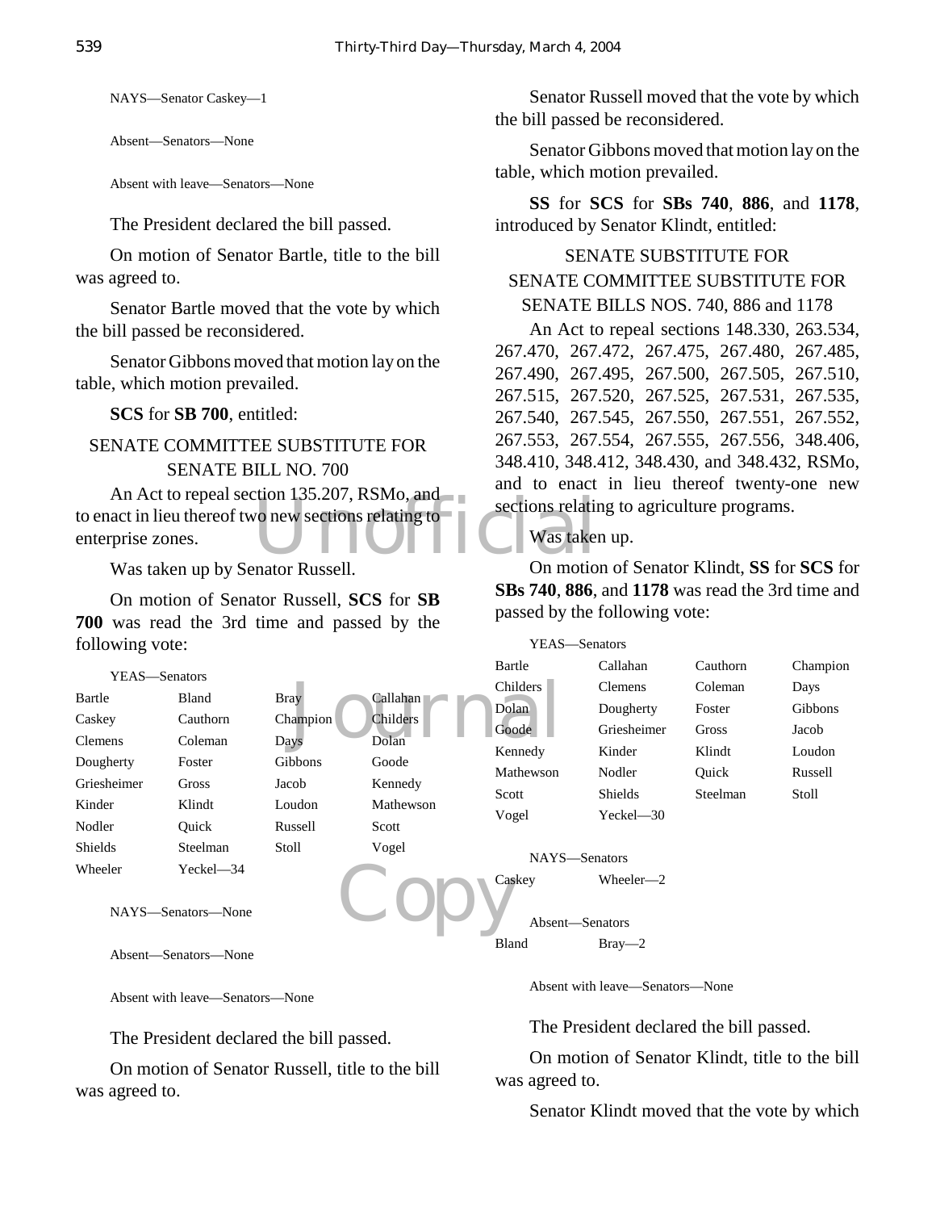NAYS—Senator Caskey—1

Absent—Senators—None

Absent with leave—Senators—None

The President declared the bill passed.

On motion of Senator Bartle, title to the bill was agreed to.

Senator Bartle moved that the vote by which the bill passed be reconsidered.

Senator Gibbons moved that motion lay on the table, which motion prevailed.

**SCS** for **SB 700**, entitled:

SENATE COMMITTEE SUBSTITUTE FOR SENATE BILL NO. 700

An Act to repeal section 135.207, RSMo, and to enact in lieu thereof two new sections relating to enterprise zones.

Was taken up by Senator Russell.

On motion of Senator Russell, **SCS** for **SB 700** was read the 3rd time and passed by the following vote:

YEAS—Senators

| | | | |
|---|---|---|---|
| Bartle | Bland | Bray | Callahan |
| Caskey | Cauthorn | Champion | Childers |
| Clemens | Coleman | Days | Dolan |
| Dougherty | Foster | Gibbons | Goode |
| Griesheimer | Gross | Jacob | Kennedy |
| Kinder | Klindt | Loudon | Mathewson |
| Nodler | Quick | Russell | Scott |
| Shields | Steelman | Stoll | Vogel |
| Wheeler | Yeckel—34 | | |

NAYS—Senators—None

Absent—Senators—None

Absent with leave—Senators—None

The President declared the bill passed.

On motion of Senator Russell, title to the bill was agreed to.

Senator Russell moved that the vote by which the bill passed be reconsidered.

Senator Gibbons moved that motion lay on the table, which motion prevailed.

**SS** for **SCS** for **SBs 740**, **886**, and **1178**, introduced by Senator Klindt, entitled:

SENATE SUBSTITUTE FOR SENATE COMMITTEE SUBSTITUTE FOR SENATE BILLS NOS. 740, 886 and 1178

An Act to repeal sections 148.330, 263.534, 267.470, 267.472, 267.475, 267.480, 267.485, 267.490, 267.495, 267.500, 267.505, 267.510, 267.515, 267.520, 267.525, 267.531, 267.535, 267.540, 267.545, 267.550, 267.551, 267.552, 267.553, 267.554, 267.555, 267.556, 348.406, 348.410, 348.412, 348.430, and 348.432, RSMo, and to enact in lieu thereof twenty-one new sections relating to agriculture programs.

Was taken up.

On motion of Senator Klindt, **SS** for **SCS** for **SBs 740**, **886**, and **1178** was read the 3rd time and passed by the following vote:

YEAS—Senators

| | | | |
|---|---|---|---|
| Bartle | Callahan | Cauthorn | Champion |
| Childers | Clemens | Coleman | Days |
| Dolan | Dougherty | Foster | Gibbons |
| Goode | Griesheimer | Gross | Jacob |
| Kennedy | Kinder | Klindt | Loudon |
| Mathewson | Nodler | Quick | Russell |
| Scott | Shields | Steelman | Stoll |
| Vogel | Yeckel—30 | | |

NAYS—Senators

| | |
|---|---|
| Caskey | Wheeler—2 |

Absent—Senators

| | |
|---|---|
| Bland | Bray—2 |

Absent with leave—Senators—None

The President declared the bill passed.

On motion of Senator Klindt, title to the bill was agreed to.

Senator Klindt moved that the vote by which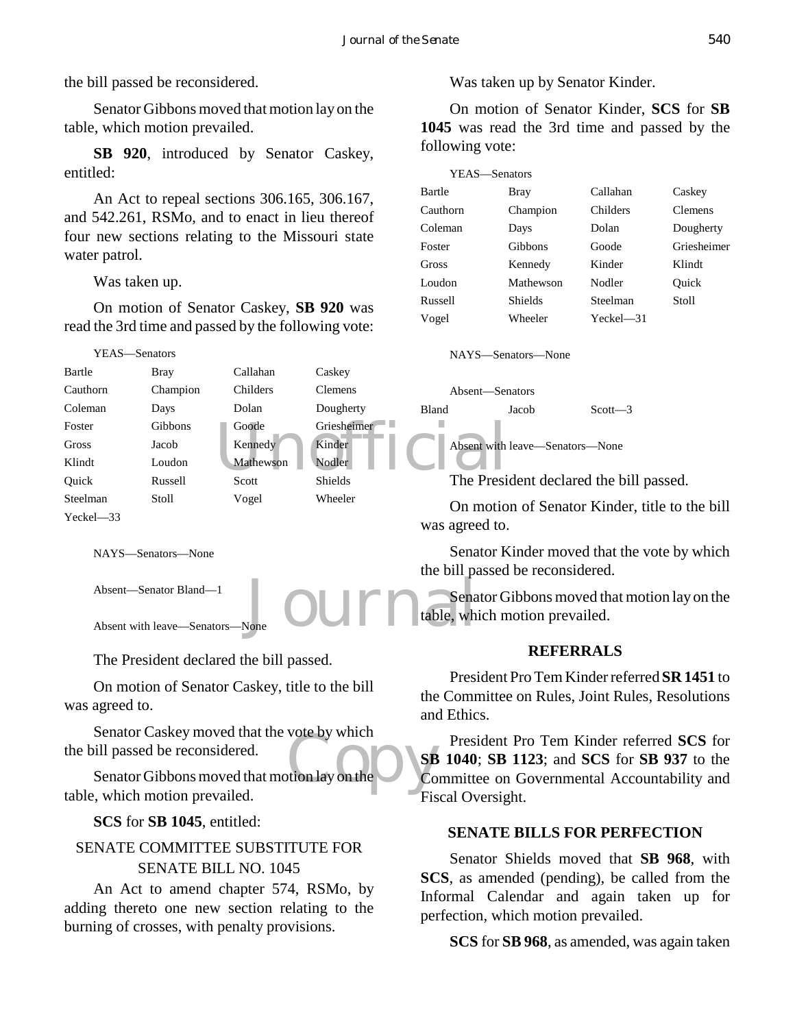the bill passed be reconsidered.

Senator Gibbons moved that motion lay on the table, which motion prevailed.

**SB 920**, introduced by Senator Caskey, entitled:

An Act to repeal sections 306.165, 306.167, and 542.261, RSMo, and to enact in lieu thereof four new sections relating to the Missouri state water patrol.

Was taken up.

On motion of Senator Caskey, **SB 920** was read the 3rd time and passed by the following vote:

YEAS—Senators

| | | | |
|---|---|---|---|
| Bartle | Bray | Callahan | Caskey |
| Cauthorn | Champion | Childers | Clemens |
| Coleman | Days | Dolan | Dougherty |
| Foster | Gibbons | Goode | Griesheimer |
| Gross | Jacob | Kennedy | Kinder |
| Klindt | Loudon | Mathewson | Nodler |
| Quick | Russell | Scott | Shields |
| Steelman | Stoll | Vogel | Wheeler |
| Yeckel—33 | | | |

NAYS—Senators—None

Absent—Senator Bland—1

Absent with leave—Senators—None

The President declared the bill passed.

On motion of Senator Caskey, title to the bill was agreed to.

Senator Caskey moved that the vote by which the bill passed be reconsidered.

Senator Gibbons moved that motion lay on the table, which motion prevailed.

**SCS** for **SB 1045**, entitled:

SENATE COMMITTEE SUBSTITUTE FOR SENATE BILL NO. 1045

An Act to amend chapter 574, RSMo, by adding thereto one new section relating to the burning of crosses, with penalty provisions.

Was taken up by Senator Kinder.

On motion of Senator Kinder, **SCS** for **SB 1045** was read the 3rd time and passed by the following vote:

YEAS—Senators

| | | | |
|---|---|---|---|
| Bartle | Bray | Callahan | Caskey |
| Cauthorn | Champion | Childers | Clemens |
| Coleman | Days | Dolan | Dougherty |
| Foster | Gibbons | Goode | Griesheimer |
| Gross | Kennedy | Kinder | Klindt |
| Loudon | Mathewson | Nodler | Quick |
| Russell | Shields | Steelman | Stoll |
| Vogel | Wheeler | Yeckel—31 | |

NAYS—Senators—None

Absent—Senators

| | | |
|---|---|---|
| Bland | Jacob | Scott—3 |

Absent with leave—Senators—None

The President declared the bill passed.

On motion of Senator Kinder, title to the bill was agreed to.

Senator Kinder moved that the vote by which the bill passed be reconsidered.

Senator Gibbons moved that motion lay on the table, which motion prevailed.

## REFERRALS

President Pro Tem Kinder referred **SR 1451** to the Committee on Rules, Joint Rules, Resolutions and Ethics.

President Pro Tem Kinder referred **SCS** for **SB 1040**; **SB 1123**; and **SCS** for **SB 937** to the Committee on Governmental Accountability and Fiscal Oversight.

## SENATE BILLS FOR PERFECTION

Senator Shields moved that **SB 968**, with **SCS**, as amended (pending), be called from the Informal Calendar and again taken up for perfection, which motion prevailed.

**SCS** for **SB 968**, as amended, was again taken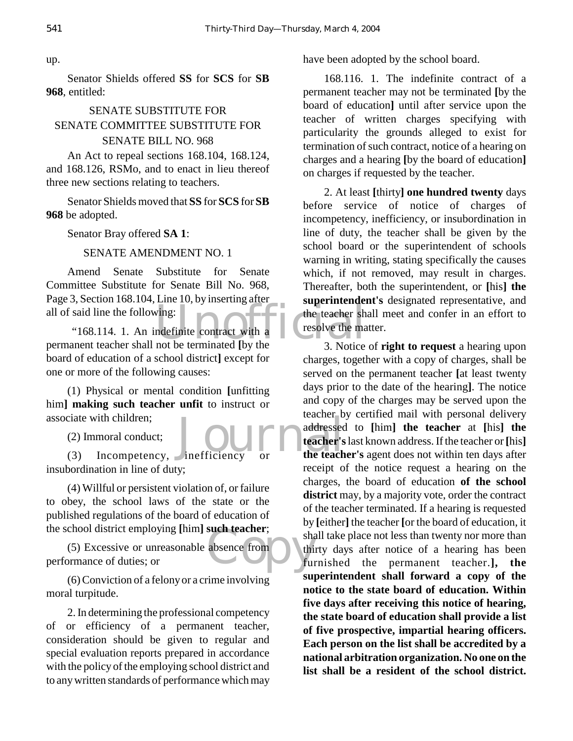up.

Senator Shields offered **SS** for **SCS** for **SB 968**, entitled:

SENATE SUBSTITUTE FOR
SENATE COMMITTEE SUBSTITUTE FOR
SENATE BILL NO. 968

An Act to repeal sections 168.104, 168.124, and 168.126, RSMo, and to enact in lieu thereof three new sections relating to teachers.

Senator Shields moved that **SS** for **SCS** for **SB 968** be adopted.

Senator Bray offered **SA 1**:

SENATE AMENDMENT NO. 1

Amend Senate Substitute for Senate Committee Substitute for Senate Bill No. 968, Page 3, Section 168.104, Line 10, by inserting after all of said line the following:

"168.114. 1. An indefinite contract with a permanent teacher shall not be terminated **[**by the board of education of a school district**]** except for one or more of the following causes:

(1) Physical or mental condition **[**unfitting him**] making such teacher unfit** to instruct or associate with children;

(2) Immoral conduct;

(3) Incompetency, inefficiency or insubordination in line of duty;

(4) Willful or persistent violation of, or failure to obey, the school laws of the state or the published regulations of the board of education of the school district employing **[**him**] such teacher**;

(5) Excessive or unreasonable absence from performance of duties; or

(6) Conviction of a felony or a crime involving moral turpitude.

2. In determining the professional competency of or efficiency of a permanent teacher, consideration should be given to regular and special evaluation reports prepared in accordance with the policy of the employing school district and to any written standards of performance which may have been adopted by the school board.

168.116. 1. The indefinite contract of a permanent teacher may not be terminated **[**by the board of education**]** until after service upon the teacher of written charges specifying with particularity the grounds alleged to exist for termination of such contract, notice of a hearing on charges and a hearing **[**by the board of education**]** on charges if requested by the teacher.

2. At least **[**thirty**] one hundred twenty** days before service of notice of charges of incompetency, inefficiency, or insubordination in line of duty, the teacher shall be given by the school board or the superintendent of schools warning in writing, stating specifically the causes which, if not removed, may result in charges. Thereafter, both the superintendent, or **[**his**] the superintendent's** designated representative, and the teacher shall meet and confer in an effort to resolve the matter.

3. Notice of **right to request** a hearing upon charges, together with a copy of charges, shall be served on the permanent teacher **[**at least twenty days prior to the date of the hearing**]**. The notice and copy of the charges may be served upon the teacher by certified mail with personal delivery addressed to **[**him**] the teacher** at **[**his**] the teacher's** last known address. If the teacher or **[**his**] the teacher's** agent does not within ten days after receipt of the notice request a hearing on the charges, the board of education **of the school district** may, by a majority vote, order the contract of the teacher terminated. If a hearing is requested by **[**either**]** the teacher **[**or the board of education, it shall take place not less than twenty nor more than thirty days after notice of a hearing has been furnished the permanent teacher.**], the superintendent shall forward a copy of the notice to the state board of education. Within five days after receiving this notice of hearing, the state board of education shall provide a list of five prospective, impartial hearing officers. Each person on the list shall be accredited by a national arbitration organization. No one on the list shall be a resident of the school district.**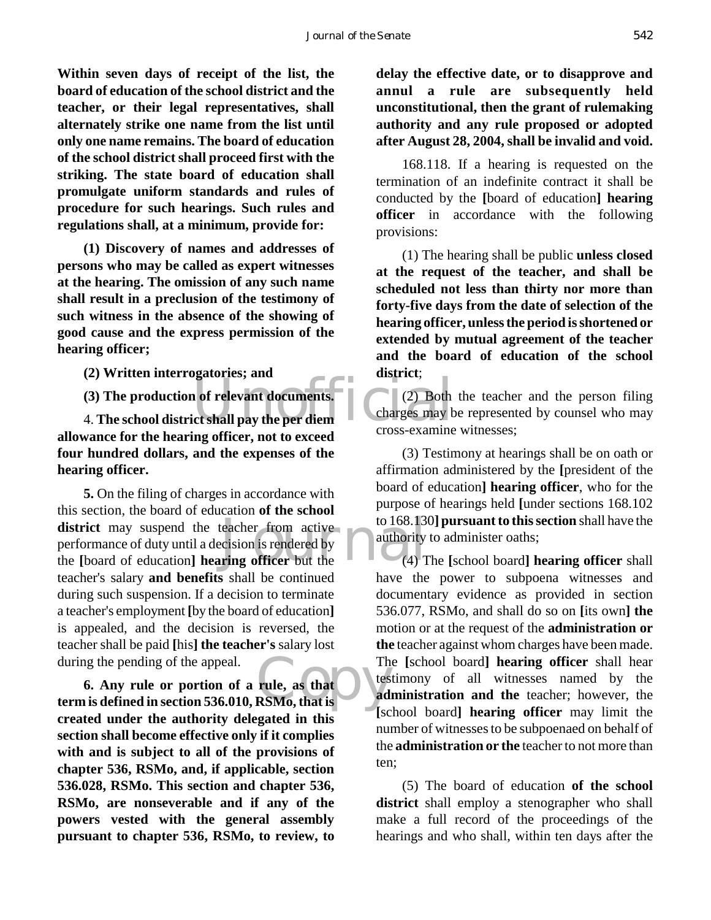**Within seven days of receipt of the list, the board of education of the school district and the teacher, or their legal representatives, shall alternately strike one name from the list until only one name remains. The board of education of the school district shall proceed first with the striking. The state board of education shall promulgate uniform standards and rules of procedure for such hearings. Such rules and regulations shall, at a minimum, provide for:**

**(1) Discovery of names and addresses of persons who may be called as expert witnesses at the hearing. The omission of any such name shall result in a preclusion of the testimony of such witness in the absence of the showing of good cause and the express permission of the hearing officer;**

**(2) Written interrogatories; and**

**(3) The production of relevant documents.**

4. **The school district shall pay the per diem allowance for the hearing officer, not to exceed four hundred dollars, and the expenses of the hearing officer.**

**5.** On the filing of charges in accordance with this section, the board of education **of the school district** may suspend the teacher from active performance of duty until a decision is rendered by the **[**board of education**] hearing officer** but the teacher's salary **and benefits** shall be continued during such suspension. If a decision to terminate a teacher's employment **[**by the board of education**]** is appealed, and the decision is reversed, the teacher shall be paid **[**his**] the teacher's** salary lost during the pending of the appeal.

**6. Any rule or portion of a rule, as that term is defined in section 536.010, RSMo, that is created under the authority delegated in this section shall become effective only if it complies with and is subject to all of the provisions of chapter 536, RSMo, and, if applicable, section 536.028, RSMo. This section and chapter 536, RSMo, are nonseverable and if any of the powers vested with the general assembly pursuant to chapter 536, RSMo, to review, to delay the effective date, or to disapprove and annul a rule are subsequently held unconstitutional, then the grant of rulemaking authority and any rule proposed or adopted after August 28, 2004, shall be invalid and void.**

168.118. If a hearing is requested on the termination of an indefinite contract it shall be conducted by the **[**board of education**] hearing officer** in accordance with the following provisions:

(1) The hearing shall be public **unless closed at the request of the teacher, and shall be scheduled not less than thirty nor more than forty-five days from the date of selection of the hearing officer, unless the period is shortened or extended by mutual agreement of the teacher and the board of education of the school district**;

(2) Both the teacher and the person filing charges may be represented by counsel who may cross-examine witnesses;

(3) Testimony at hearings shall be on oath or affirmation administered by the **[**president of the board of education**] hearing officer**, who for the purpose of hearings held **[**under sections 168.102 to 168.130**] pursuant to this section** shall have the authority to administer oaths;

(4) The **[**school board**] hearing officer** shall have the power to subpoena witnesses and documentary evidence as provided in section 536.077, RSMo, and shall do so on **[**its own**] the** motion or at the request of the **administration or the** teacher against whom charges have been made. The **[**school board**] hearing officer** shall hear testimony of all witnesses named by the **administration and the** teacher; however, the **[**school board**] hearing officer** may limit the number of witnesses to be subpoenaed on behalf of the **administration or the** teacher to not more than ten;

(5) The board of education **of the school district** shall employ a stenographer who shall make a full record of the proceedings of the hearings and who shall, within ten days after the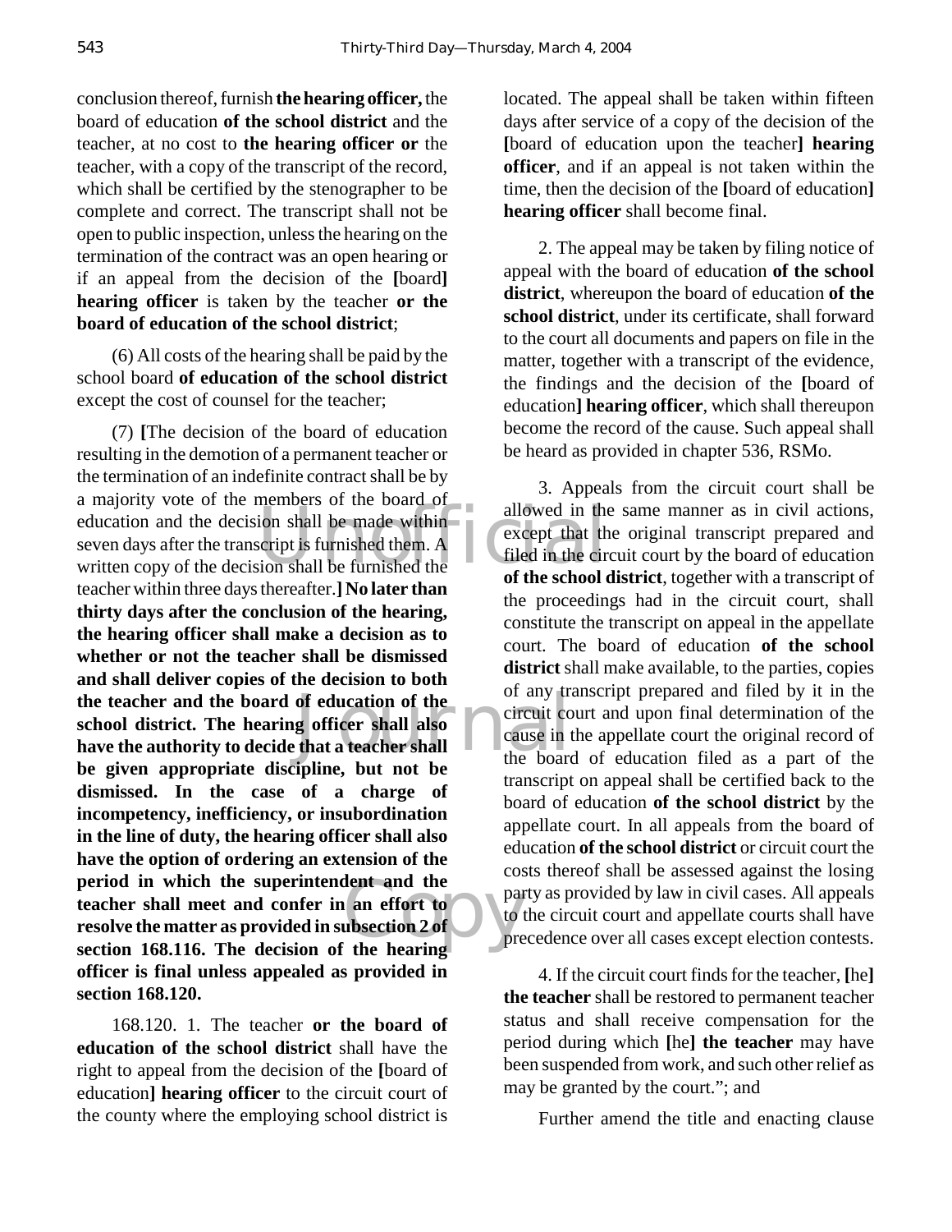conclusion thereof, furnish **the hearing officer,** the board of education **of the school district** and the teacher, at no cost to **the hearing officer or** the teacher, with a copy of the transcript of the record, which shall be certified by the stenographer to be complete and correct. The transcript shall not be open to public inspection, unless the hearing on the termination of the contract was an open hearing or if an appeal from the decision of the **[**board**]** **hearing officer** is taken by the teacher **or the board of education of the school district**;

(6) All costs of the hearing shall be paid by the school board **of education of the school district** except the cost of counsel for the teacher;

(7) **[**The decision of the board of education resulting in the demotion of a permanent teacher or the termination of an indefinite contract shall be by a majority vote of the members of the board of education and the decision shall be made within seven days after the transcript is furnished them. A written copy of the decision shall be furnished the teacher within three days thereafter.**] No later than thirty days after the conclusion of the hearing, the hearing officer shall make a decision as to whether or not the teacher shall be dismissed and shall deliver copies of the decision to both the teacher and the board of education of the school district. The hearing officer shall also have the authority to decide that a teacher shall be given appropriate discipline, but not be dismissed. In the case of a charge of incompetency, inefficiency, or insubordination in the line of duty, the hearing officer shall also have the option of ordering an extension of the period in which the superintendent and the teacher shall meet and confer in an effort to resolve the matter as provided in subsection 2 of section 168.116. The decision of the hearing officer is final unless appealed as provided in section 168.120.**

168.120. 1. The teacher **or the board of education of the school district** shall have the right to appeal from the decision of the **[**board of education**] hearing officer** to the circuit court of the county where the employing school district is located. The appeal shall be taken within fifteen days after service of a copy of the decision of the **[**board of education upon the teacher**] hearing officer**, and if an appeal is not taken within the time, then the decision of the **[**board of education**] hearing officer** shall become final.

2. The appeal may be taken by filing notice of appeal with the board of education **of the school district**, whereupon the board of education **of the school district**, under its certificate, shall forward to the court all documents and papers on file in the matter, together with a transcript of the evidence, the findings and the decision of the **[**board of education**] hearing officer**, which shall thereupon become the record of the cause. Such appeal shall be heard as provided in chapter 536, RSMo.

3. Appeals from the circuit court shall be allowed in the same manner as in civil actions, except that the original transcript prepared and filed in the circuit court by the board of education **of the school district**, together with a transcript of the proceedings had in the circuit court, shall constitute the transcript on appeal in the appellate court. The board of education **of the school district** shall make available, to the parties, copies of any transcript prepared and filed by it in the circuit court and upon final determination of the cause in the appellate court the original record of the board of education filed as a part of the transcript on appeal shall be certified back to the board of education **of the school district** by the appellate court. In all appeals from the board of education **of the school district** or circuit court the costs thereof shall be assessed against the losing party as provided by law in civil cases. All appeals to the circuit court and appellate courts shall have precedence over all cases except election contests.

4. If the circuit court finds for the teacher, **[**he**] the teacher** shall be restored to permanent teacher status and shall receive compensation for the period during which **[**he**] the teacher** may have been suspended from work, and such other relief as may be granted by the court."; and

Further amend the title and enacting clause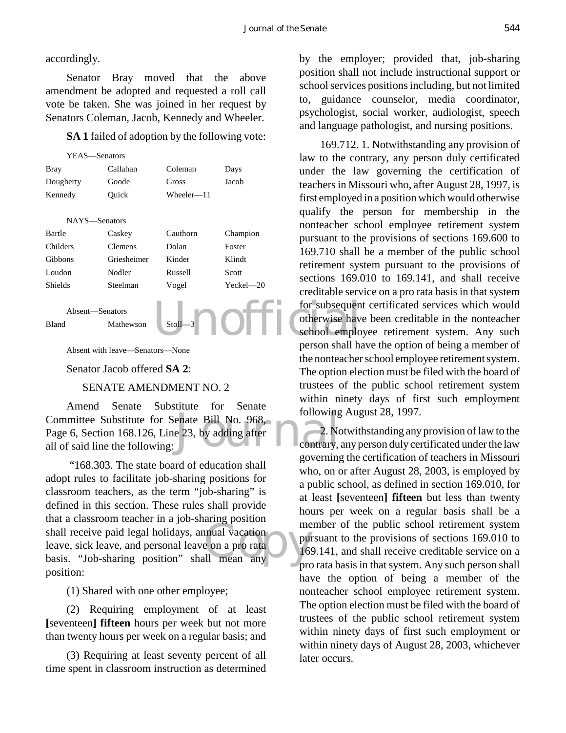accordingly.

Senator Bray moved that the above amendment be adopted and requested a roll call vote be taken. She was joined in her request by Senators Coleman, Jacob, Kennedy and Wheeler.

**SA 1** failed of adoption by the following vote:

YEAS—Senators

| | | | |
|---|---|---|---|
| Bray | Callahan | Coleman | Days |
| Dougherty | Goode | Gross | Jacob |
| Kennedy | Quick | Wheeler—11 | |

NAYS—Senators

| | | | |
|---|---|---|---|
| Bartle | Caskey | Cauthorn | Champion |
| Childers | Clemens | Dolan | Foster |
| Gibbons | Griesheimer | Kinder | Klindt |
| Loudon | Nodler | Russell | Scott |
| Shields | Steelman | Vogel | Yeckel—20 |

Absent—Senators

| | | |
|---|---|---|
| Bland | Mathewson | Stoll—3 |

Absent with leave—Senators—None

Senator Jacob offered **SA 2**:

SENATE AMENDMENT NO. 2

Amend Senate Substitute for Senate Committee Substitute for Senate Bill No. 968, Page 6, Section 168.126, Line 23, by adding after all of said line the following:

"168.303. The state board of education shall adopt rules to facilitate job-sharing positions for classroom teachers, as the term "job-sharing" is defined in this section. These rules shall provide that a classroom teacher in a job-sharing position shall receive paid legal holidays, annual vacation leave, sick leave, and personal leave on a pro rata basis. "Job-sharing position" shall mean any position:

(1) Shared with one other employee;

(2) Requiring employment of at least **[**seventeen**] fifteen** hours per week but not more than twenty hours per week on a regular basis; and

(3) Requiring at least seventy percent of all time spent in classroom instruction as determined by the employer; provided that, job-sharing position shall not include instructional support or school services positions including, but not limited to, guidance counselor, media coordinator, psychologist, social worker, audiologist, speech and language pathologist, and nursing positions.

169.712. 1. Notwithstanding any provision of law to the contrary, any person duly certificated under the law governing the certification of teachers in Missouri who, after August 28, 1997, is first employed in a position which would otherwise qualify the person for membership in the nonteacher school employee retirement system pursuant to the provisions of sections 169.600 to 169.710 shall be a member of the public school retirement system pursuant to the provisions of sections 169.010 to 169.141, and shall receive creditable service on a pro rata basis in that system for subsequent certificated services which would otherwise have been creditable in the nonteacher school employee retirement system. Any such person shall have the option of being a member of the nonteacher school employee retirement system. The option election must be filed with the board of trustees of the public school retirement system within ninety days of first such employment following August 28, 1997.

2. Notwithstanding any provision of law to the contrary, any person duly certificated under the law governing the certification of teachers in Missouri who, on or after August 28, 2003, is employed by a public school, as defined in section 169.010, for at least **[**seventeen**] fifteen** but less than twenty hours per week on a regular basis shall be a member of the public school retirement system pursuant to the provisions of sections 169.010 to 169.141, and shall receive creditable service on a pro rata basis in that system. Any such person shall have the option of being a member of the nonteacher school employee retirement system. The option election must be filed with the board of trustees of the public school retirement system within ninety days of first such employment or within ninety days of August 28, 2003, whichever later occurs.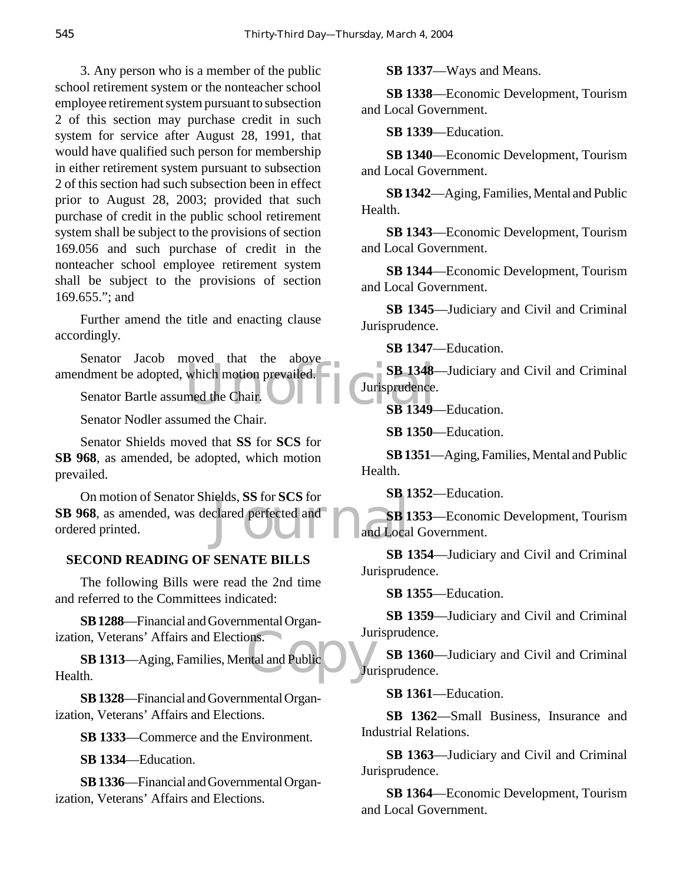3. Any person who is a member of the public school retirement system or the nonteacher school employee retirement system pursuant to subsection 2 of this section may purchase credit in such system for service after August 28, 1991, that would have qualified such person for membership in either retirement system pursuant to subsection 2 of this section had such subsection been in effect prior to August 28, 2003; provided that such purchase of credit in the public school retirement system shall be subject to the provisions of section 169.056 and such purchase of credit in the nonteacher school employee retirement system shall be subject to the provisions of section 169.655."; and

Further amend the title and enacting clause accordingly.

Senator Jacob moved that the above amendment be adopted, which motion prevailed.

Senator Bartle assumed the Chair.

Senator Nodler assumed the Chair.

Senator Shields moved that **SS** for **SCS** for **SB 968**, as amended, be adopted, which motion prevailed.

On motion of Senator Shields, **SS** for **SCS** for **SB 968**, as amended, was declared perfected and ordered printed.

## SECOND READING OF SENATE BILLS

The following Bills were read the 2nd time and referred to the Committees indicated:

**SB 1288**—Financial and Governmental Organization, Veterans' Affairs and Elections.

**SB 1313**—Aging, Families, Mental and Public Health.

**SB 1328**—Financial and Governmental Organization, Veterans' Affairs and Elections.

**SB 1333**—Commerce and the Environment.

**SB 1334**—Education.

**SB 1336**—Financial and Governmental Organization, Veterans' Affairs and Elections.

**SB 1337**—Ways and Means.

**SB 1338**—Economic Development, Tourism and Local Government.

**SB 1339**—Education.

**SB 1340**—Economic Development, Tourism and Local Government.

**SB 1342**—Aging, Families, Mental and Public Health.

**SB 1343**—Economic Development, Tourism and Local Government.

**SB 1344**—Economic Development, Tourism and Local Government.

**SB 1345**—Judiciary and Civil and Criminal Jurisprudence.

**SB 1347**—Education.

**SB 1348**—Judiciary and Civil and Criminal Jurisprudence.

**SB 1349**—Education.

**SB 1350**—Education.

**SB 1351**—Aging, Families, Mental and Public Health.

**SB 1352**—Education.

**SB 1353**—Economic Development, Tourism and Local Government.

**SB 1354**—Judiciary and Civil and Criminal Jurisprudence.

**SB 1355**—Education.

**SB 1359**—Judiciary and Civil and Criminal Jurisprudence.

**SB 1360**—Judiciary and Civil and Criminal Jurisprudence.

**SB 1361**—Education.

**SB 1362**—Small Business, Insurance and Industrial Relations.

**SB 1363**—Judiciary and Civil and Criminal Jurisprudence.

**SB 1364**—Economic Development, Tourism and Local Government.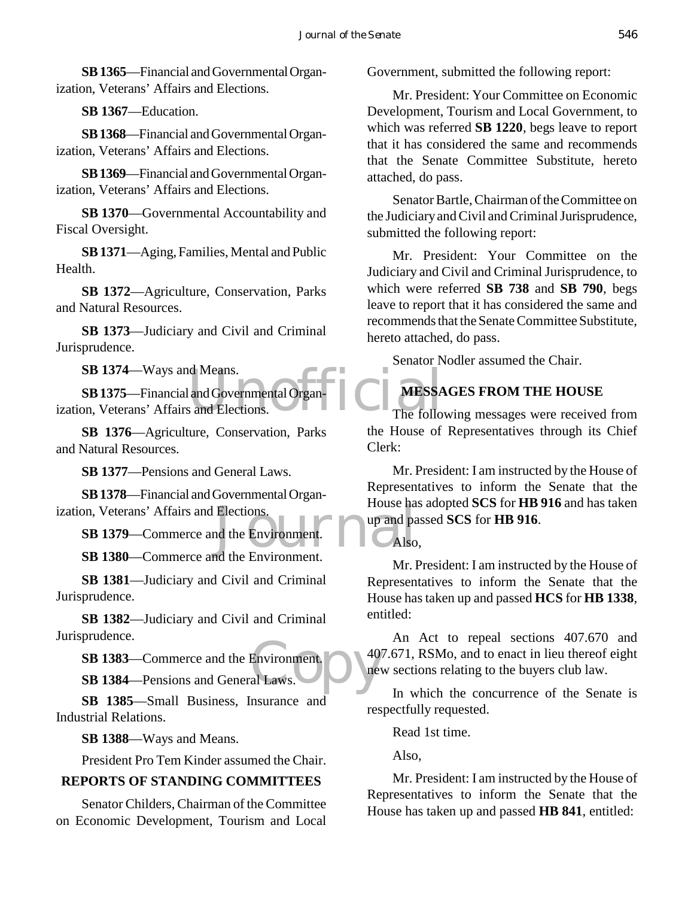**SB 1365**—Financial and Governmental Organization, Veterans' Affairs and Elections.

**SB 1367**—Education.

**SB 1368**—Financial and Governmental Organization, Veterans' Affairs and Elections.

**SB 1369**—Financial and Governmental Organization, Veterans' Affairs and Elections.

**SB 1370**—Governmental Accountability and Fiscal Oversight.

**SB 1371**—Aging, Families, Mental and Public Health.

**SB 1372**—Agriculture, Conservation, Parks and Natural Resources.

**SB 1373**—Judiciary and Civil and Criminal Jurisprudence.

**SB 1374**—Ways and Means.

**SB 1375**—Financial and Governmental Organization, Veterans' Affairs and Elections.

**SB 1376**—Agriculture, Conservation, Parks and Natural Resources.

**SB 1377**—Pensions and General Laws.

**SB 1378**—Financial and Governmental Organization, Veterans' Affairs and Elections.

**SB 1379**—Commerce and the Environment.

**SB 1380**—Commerce and the Environment.

**SB 1381**—Judiciary and Civil and Criminal Jurisprudence.

**SB 1382**—Judiciary and Civil and Criminal Jurisprudence.

**SB 1383**—Commerce and the Environment.

**SB 1384**—Pensions and General Laws.

**SB 1385**—Small Business, Insurance and Industrial Relations.

**SB 1388**—Ways and Means.

President Pro Tem Kinder assumed the Chair.

## REPORTS OF STANDING COMMITTEES

Senator Childers, Chairman of the Committee on Economic Development, Tourism and Local Government, submitted the following report:

Mr. President: Your Committee on Economic Development, Tourism and Local Government, to which was referred **SB 1220**, begs leave to report that it has considered the same and recommends that the Senate Committee Substitute, hereto attached, do pass.

Senator Bartle, Chairman of the Committee on the Judiciary and Civil and Criminal Jurisprudence, submitted the following report:

Mr. President: Your Committee on the Judiciary and Civil and Criminal Jurisprudence, to which were referred **SB 738** and **SB 790**, begs leave to report that it has considered the same and recommends that the Senate Committee Substitute, hereto attached, do pass.

Senator Nodler assumed the Chair.

## MESSAGES FROM THE HOUSE

The following messages were received from the House of Representatives through its Chief Clerk:

Mr. President: I am instructed by the House of Representatives to inform the Senate that the House has adopted **SCS** for **HB 916** and has taken up and passed **SCS** for **HB 916**.

Also,

Mr. President: I am instructed by the House of Representatives to inform the Senate that the House has taken up and passed **HCS** for **HB 1338**, entitled:

An Act to repeal sections 407.670 and 407.671, RSMo, and to enact in lieu thereof eight new sections relating to the buyers club law.

In which the concurrence of the Senate is respectfully requested.

Read 1st time.

Also,

Mr. President: I am instructed by the House of Representatives to inform the Senate that the House has taken up and passed **HB 841**, entitled: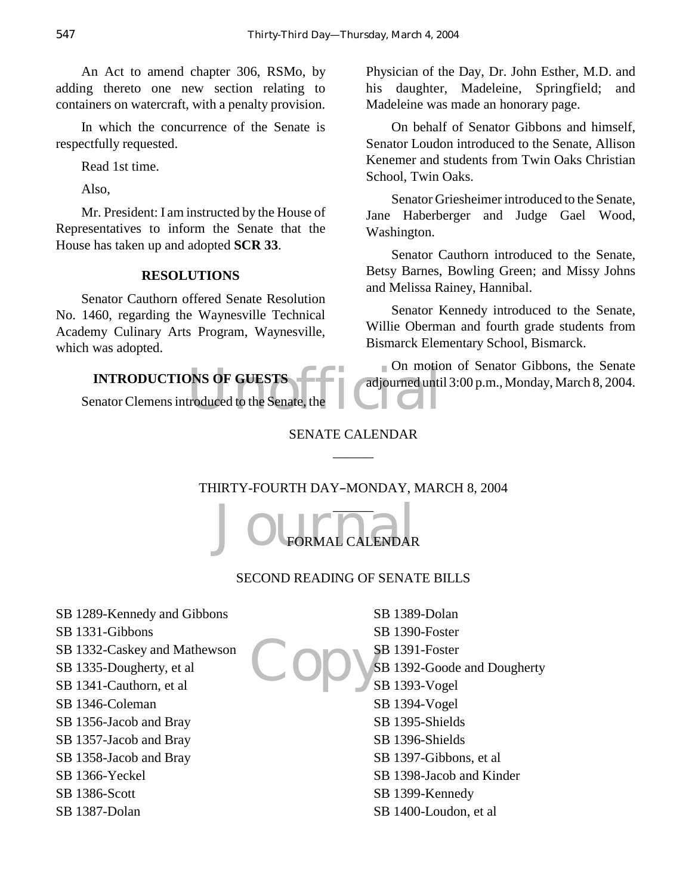An Act to amend chapter 306, RSMo, by adding thereto one new section relating to containers on watercraft, with a penalty provision.

In which the concurrence of the Senate is respectfully requested.

Read 1st time.

Also,

Mr. President: I am instructed by the House of Representatives to inform the Senate that the House has taken up and adopted **SCR 33**.

## RESOLUTIONS

Senator Cauthorn offered Senate Resolution No. 1460, regarding the Waynesville Technical Academy Culinary Arts Program, Waynesville, which was adopted.

## INTRODUCTIONS OF GUESTS

Senator Clemens introduced to the Senate, the Physician of the Day, Dr. John Esther, M.D. and his daughter, Madeleine, Springfield; and Madeleine was made an honorary page.

On behalf of Senator Gibbons and himself, Senator Loudon introduced to the Senate, Allison Kenemer and students from Twin Oaks Christian School, Twin Oaks.

Senator Griesheimer introduced to the Senate, Jane Haberberger and Judge Gael Wood, Washington.

Senator Cauthorn introduced to the Senate, Betsy Barnes, Bowling Green; and Missy Johns and Melissa Rainey, Hannibal.

Senator Kennedy introduced to the Senate, Willie Oberman and fourth grade students from Bismarck Elementary School, Bismarck.

On motion of Senator Gibbons, the Senate adjourned until 3:00 p.m., Monday, March 8, 2004.

## SENATE CALENDAR

## THIRTY-FOURTH DAY–MONDAY, MARCH 8, 2004

## FORMAL CALENDAR

### SECOND READING OF SENATE BILLS

SB 1289-Kennedy and Gibbons
SB 1331-Gibbons
SB 1332-Caskey and Mathewson
SB 1335-Dougherty, et al
SB 1341-Cauthorn, et al
SB 1346-Coleman
SB 1356-Jacob and Bray
SB 1357-Jacob and Bray
SB 1358-Jacob and Bray
SB 1366-Yeckel
SB 1386-Scott
SB 1387-Dolan
SB 1389-Dolan
SB 1390-Foster
SB 1391-Foster
SB 1392-Goode and Dougherty
SB 1393-Vogel
SB 1394-Vogel
SB 1395-Shields
SB 1396-Shields
SB 1397-Gibbons, et al
SB 1398-Jacob and Kinder
SB 1399-Kennedy
SB 1400-Loudon, et al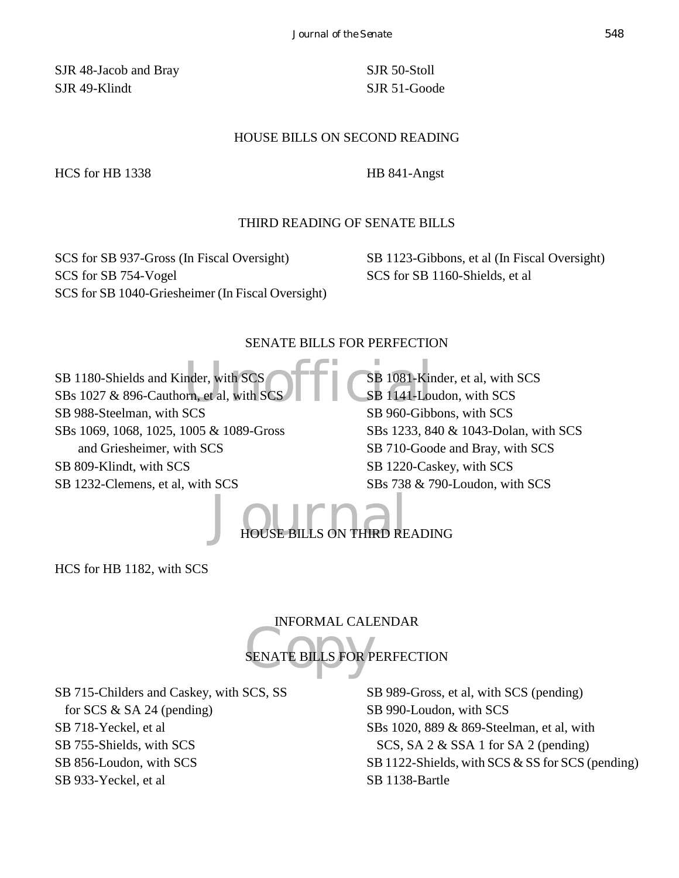SJR 48-Jacob and Bray
SJR 49-Klindt
SJR 50-Stoll
SJR 51-Goode

HOUSE BILLS ON SECOND READING

HCS for HB 1338
HB 841-Angst

THIRD READING OF SENATE BILLS

SCS for SB 937-Gross (In Fiscal Oversight)
SCS for SB 754-Vogel
SCS for SB 1040-Griesheimer (In Fiscal Oversight)
SB 1123-Gibbons, et al (In Fiscal Oversight)
SCS for SB 1160-Shields, et al

SENATE BILLS FOR PERFECTION

SB 1180-Shields and Kinder, with SCS
SBs 1027 & 896-Cauthorn, et al, with SCS
SB 988-Steelman, with SCS
SBs 1069, 1068, 1025, 1005 & 1089-Gross and Griesheimer, with SCS
SB 809-Klindt, with SCS
SB 1232-Clemens, et al, with SCS
SB 1081-Kinder, et al, with SCS
SB 1141-Loudon, with SCS
SB 960-Gibbons, with SCS
SBs 1233, 840 & 1043-Dolan, with SCS
SB 710-Goode and Bray, with SCS
SB 1220-Caskey, with SCS
SBs 738 & 790-Loudon, with SCS

HOUSE BILLS ON THIRD READING

HCS for HB 1182, with SCS

INFORMAL CALENDAR

SENATE BILLS FOR PERFECTION

SB 715-Childers and Caskey, with SCS, SS for SCS & SA 24 (pending)
SB 718-Yeckel, et al
SB 755-Shields, with SCS
SB 856-Loudon, with SCS
SB 933-Yeckel, et al
SB 989-Gross, et al, with SCS (pending)
SB 990-Loudon, with SCS
SBs 1020, 889 & 869-Steelman, et al, with SCS, SA 2 & SSA 1 for SA 2 (pending)
SB 1122-Shields, with SCS & SS for SCS (pending)
SB 1138-Bartle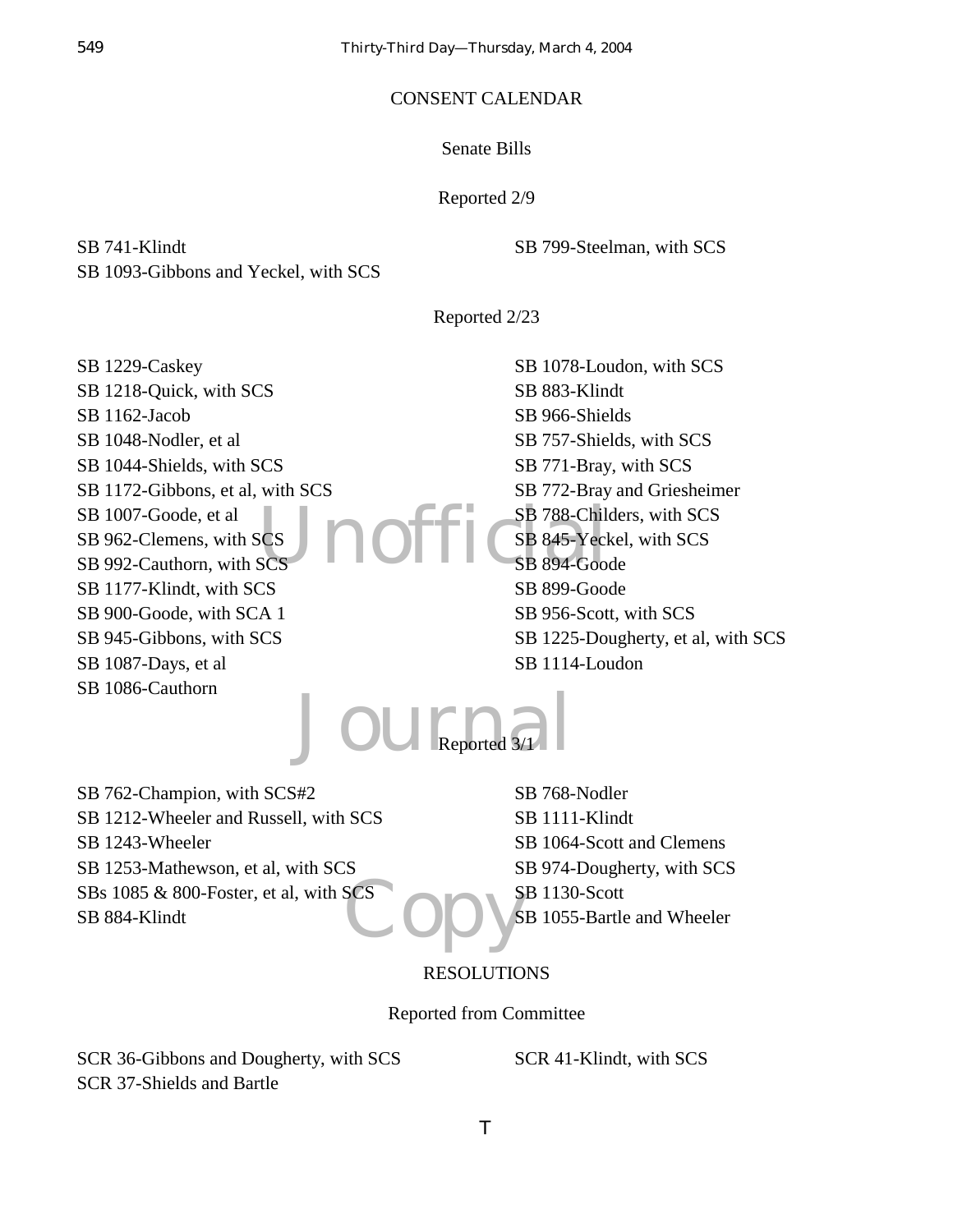## CONSENT CALENDAR

### Senate Bills

#### Reported 2/9

SB 741-Klindt
SB 1093-Gibbons and Yeckel, with SCS
SB 799-Steelman, with SCS

#### Reported 2/23

SB 1229-Caskey
SB 1218-Quick, with SCS
SB 1162-Jacob
SB 1048-Nodler, et al
SB 1044-Shields, with SCS
SB 1172-Gibbons, et al, with SCS
SB 1007-Goode, et al
SB 962-Clemens, with SCS
SB 992-Cauthorn, with SCS
SB 1177-Klindt, with SCS
SB 900-Goode, with SCA 1
SB 945-Gibbons, with SCS
SB 1087-Days, et al
SB 1086-Cauthorn
SB 1078-Loudon, with SCS
SB 883-Klindt
SB 966-Shields
SB 757-Shields, with SCS
SB 771-Bray, with SCS
SB 772-Bray and Griesheimer
SB 788-Childers, with SCS
SB 845-Yeckel, with SCS
SB 894-Goode
SB 899-Goode
SB 956-Scott, with SCS
SB 1225-Dougherty, et al, with SCS
SB 1114-Loudon

#### Reported 3/1

SB 762-Champion, with SCS#2
SB 1212-Wheeler and Russell, with SCS
SB 1243-Wheeler
SB 1253-Mathewson, et al, with SCS
SBs 1085 & 800-Foster, et al, with SCS
SB 884-Klindt
SB 768-Nodler
SB 1111-Klindt
SB 1064-Scott and Clemens
SB 974-Dougherty, with SCS
SB 1130-Scott
SB 1055-Bartle and Wheeler

## RESOLUTIONS

### Reported from Committee

SCR 36-Gibbons and Dougherty, with SCS
SCR 37-Shields and Bartle
SCR 41-Klindt, with SCS

T